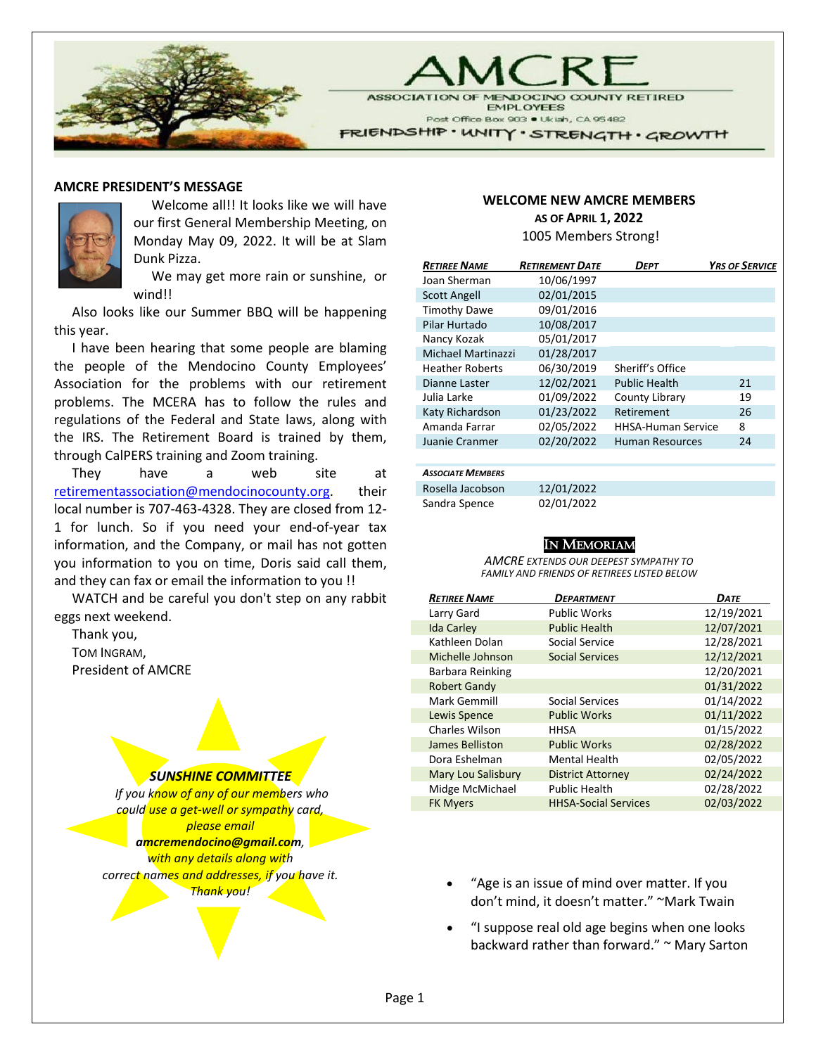# AMCRE

ASSOCIATION OF MENDOCINO COUNTY RETIRED EMPLOYEES

Post Office Box 903 • Ukiah, CA 95482

FRIENDSHIP • UNITY • STRENGTH • GROWTH

## AMCRE PRESIDENT'S MESSAGE

Welcome all!! It looks like we will have our first General Membership Meeting, on Monday May 09, 2022. It will be at Slam Dunk Pizza.

We may get more rain or sunshine, or wind!!

Also looks like our Summer BBQ will be happening this year.

I have been hearing that some people are blaming the people of the Mendocino County Employees' Association for the problems with our retirement problems. The MCERA has to follow the rules and regulations of the Federal and State laws, along with the IRS. The Retirement Board is trained by them, through CalPERS training and Zoom training.

They have a web site at retirementassociation@mendocinocounty.org. their local number is 707-463-4328. They are closed from 12-1 for lunch. So if you need your end-of-year tax information, and the Company, or mail has not gotten you information to you on time, Doris said call them, and they can fax or email the information to you !!

WATCH and be careful you don't step on any rabbit eggs next weekend.

Thank you,

TOM INGRAM,

President of AMCRE

### *SUNSHINE COMMITTEE*

*If you know of any of our members who could use a get-well or sympathy card, please email **amcremendocino@gmail.com**, with any details along with correct names and addresses, if you have it. Thank you!*

## WELCOME NEW AMCRE MEMBERS

**AS OF APRIL 1, 2022**

1005 Members Strong!

| *Retiree Name* | *Retirement Date* | *Dept* | *Yrs of Service* |
|---|---|---|---|
| Joan Sherman | 10/06/1997 | | |
| Scott Angell | 02/01/2015 | | |
| Timothy Dawe | 09/01/2016 | | |
| Pilar Hurtado | 10/08/2017 | | |
| Nancy Kozak | 05/01/2017 | | |
| Michael Martinazzi | 01/28/2017 | | |
| Heather Roberts | 06/30/2019 | Sheriff's Office | |
| Dianne Laster | 12/02/2021 | Public Health | 21 |
| Julia Larke | 01/09/2022 | County Library | 19 |
| Katy Richardson | 01/23/2022 | Retirement | 26 |
| Amanda Farrar | 02/05/2022 | HHSA-Human Service | 8 |
| Juanie Cranmer | 02/20/2022 | Human Resources | 24 |
| ***Associate Members*** | | | |
| Rosella Jacobson | 12/01/2022 | | |
| Sandra Spence | 02/01/2022 | | |

## IN MEMORIAM

*AMCRE EXTENDS OUR DEEPEST SYMPATHY TO FAMILY AND FRIENDS OF RETIREES LISTED BELOW*

| *Retiree Name* | *Department* | *Date* |
|---|---|---|
| Larry Gard | Public Works | 12/19/2021 |
| Ida Carley | Public Health | 12/07/2021 |
| Kathleen Dolan | Social Service | 12/28/2021 |
| Michelle Johnson | Social Services | 12/12/2021 |
| Barbara Reinking | | 12/20/2021 |
| Robert Gandy | | 01/31/2022 |
| Mark Gemmill | Social Services | 01/14/2022 |
| Lewis Spence | Public Works | 01/11/2022 |
| Charles Wilson | HHSA | 01/15/2022 |
| James Belliston | Public Works | 02/28/2022 |
| Dora Eshelman | Mental Health | 02/05/2022 |
| Mary Lou Salisbury | District Attorney | 02/24/2022 |
| Midge McMichael | Public Health | 02/28/2022 |
| FK Myers | HHSA-Social Services | 02/03/2022 |

- "Age is an issue of mind over matter. If you don't mind, it doesn't matter." ~Mark Twain
- "I suppose real old age begins when one looks backward rather than forward." ~ Mary Sarton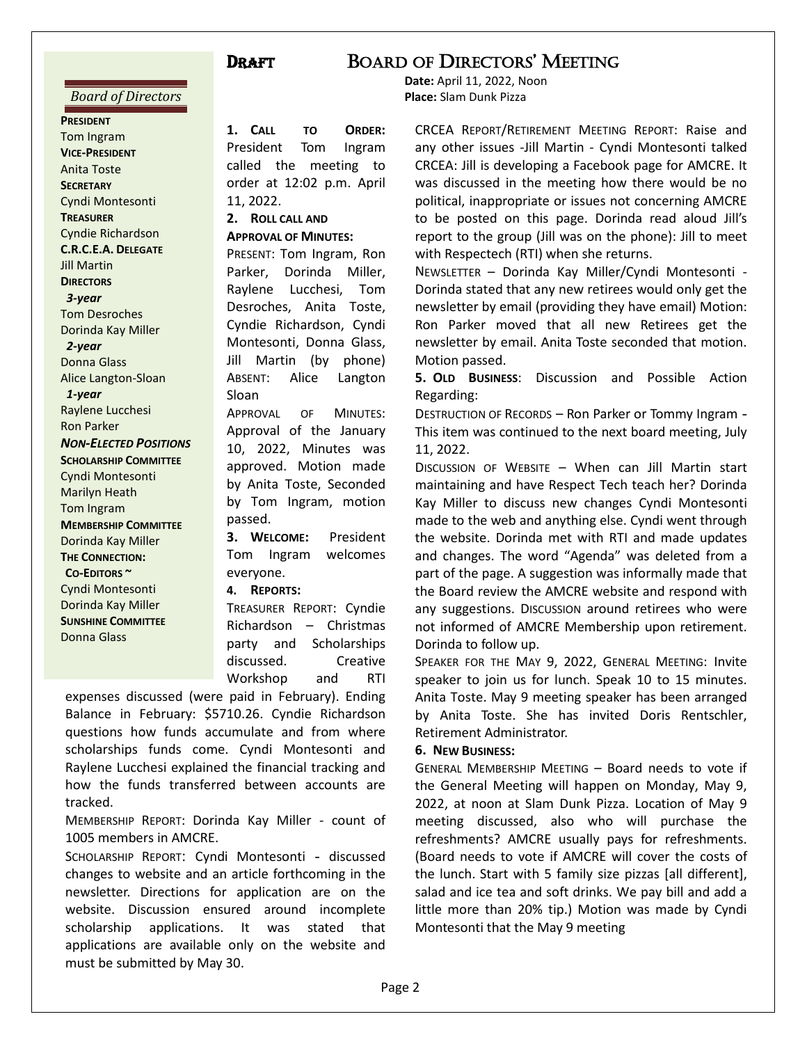## DRAFT

# BOARD OF DIRECTORS' MEETING

**Date:** April 11, 2022, Noon
**Place:** Slam Dunk Pizza

*Board of Directors*

**PRESIDENT**
Tom Ingram
**VICE-PRESIDENT**
Anita Toste
**SECRETARY**
Cyndi Montesonti
**TREASURER**
Cyndie Richardson
**C.R.C.E.A. DELEGATE**
Jill Martin
**DIRECTORS**
***3-year***
Tom Desroches
Dorinda Kay Miller
***2-year***
Donna Glass
Alice Langton-Sloan
***1-year***
Raylene Lucchesi
Ron Parker
***NON-ELECTED POSITIONS***
**SCHOLARSHIP COMMITTEE**
Cyndi Montesonti
Marilyn Heath
Tom Ingram
**MEMBERSHIP COMMITTEE**
Dorinda Kay Miller
**THE CONNECTION:**
**CO-EDITORS ~**
Cyndi Montesonti
Dorinda Kay Miller
**SUNSHINE COMMITTEE**
Donna Glass

**1. CALL TO ORDER:** President Tom Ingram called the meeting to order at 12:02 p.m. April 11, 2022.

**2. ROLL CALL AND APPROVAL OF MINUTES:**

PRESENT: Tom Ingram, Ron Parker, Dorinda Miller, Raylene Lucchesi, Tom Desroches, Anita Toste, Cyndie Richardson, Cyndi Montesonti, Donna Glass, Jill Martin (by phone) ABSENT: Alice Langton Sloan

APPROVAL OF MINUTES: Approval of the January 10, 2022, Minutes was approved. Motion made by Anita Toste, Seconded by Tom Ingram, motion passed.

**3. WELCOME:** President Tom Ingram welcomes everyone.

**4. REPORTS:**

TREASURER REPORT: Cyndie Richardson – Christmas party and Scholarships discussed. Creative Workshop and RTI expenses discussed (were paid in February). Ending Balance in February: $5710.26. Cyndie Richardson questions how funds accumulate and from where scholarships funds come. Cyndi Montesonti and Raylene Lucchesi explained the financial tracking and how the funds transferred between accounts are tracked.

MEMBERSHIP REPORT: Dorinda Kay Miller - count of 1005 members in AMCRE.

SCHOLARSHIP REPORT: Cyndi Montesonti - discussed changes to website and an article forthcoming in the newsletter. Directions for application are on the website. Discussion ensured around incomplete scholarship applications. It was stated that applications are available only on the website and must be submitted by May 30.

CRCEA REPORT/RETIREMENT MEETING REPORT: Raise and any other issues -Jill Martin - Cyndi Montesonti talked CRCEA: Jill is developing a Facebook page for AMCRE. It was discussed in the meeting how there would be no political, inappropriate or issues not concerning AMCRE to be posted on this page. Dorinda read aloud Jill's report to the group (Jill was on the phone): Jill to meet with Respectech (RTI) when she returns.

NEWSLETTER – Dorinda Kay Miller/Cyndi Montesonti - Dorinda stated that any new retirees would only get the newsletter by email (providing they have email) Motion: Ron Parker moved that all new Retirees get the newsletter by email. Anita Toste seconded that motion. Motion passed.

**5. OLD BUSINESS**: Discussion and Possible Action Regarding:

DESTRUCTION OF RECORDS – Ron Parker or Tommy Ingram - This item was continued to the next board meeting, July 11, 2022.

DISCUSSION OF WEBSITE – When can Jill Martin start maintaining and have Respect Tech teach her? Dorinda Kay Miller to discuss new changes Cyndi Montesonti made to the web and anything else. Cyndi went through the website. Dorinda met with RTI and made updates and changes. The word "Agenda" was deleted from a part of the page. A suggestion was informally made that the Board review the AMCRE website and respond with any suggestions. DISCUSSION around retirees who were not informed of AMCRE Membership upon retirement. Dorinda to follow up.

SPEAKER FOR THE MAY 9, 2022, GENERAL MEETING: Invite speaker to join us for lunch. Speak 10 to 15 minutes. Anita Toste. May 9 meeting speaker has been arranged by Anita Toste. She has invited Doris Rentschler, Retirement Administrator.

**6. NEW BUSINESS:**

GENERAL MEMBERSHIP MEETING – Board needs to vote if the General Meeting will happen on Monday, May 9, 2022, at noon at Slam Dunk Pizza. Location of May 9 meeting discussed, also who will purchase the refreshments? AMCRE usually pays for refreshments. (Board needs to vote if AMCRE will cover the costs of the lunch. Start with 5 family size pizzas [all different], salad and ice tea and soft drinks. We pay bill and add a little more than 20% tip.) Motion was made by Cyndi Montesonti that the May 9 meeting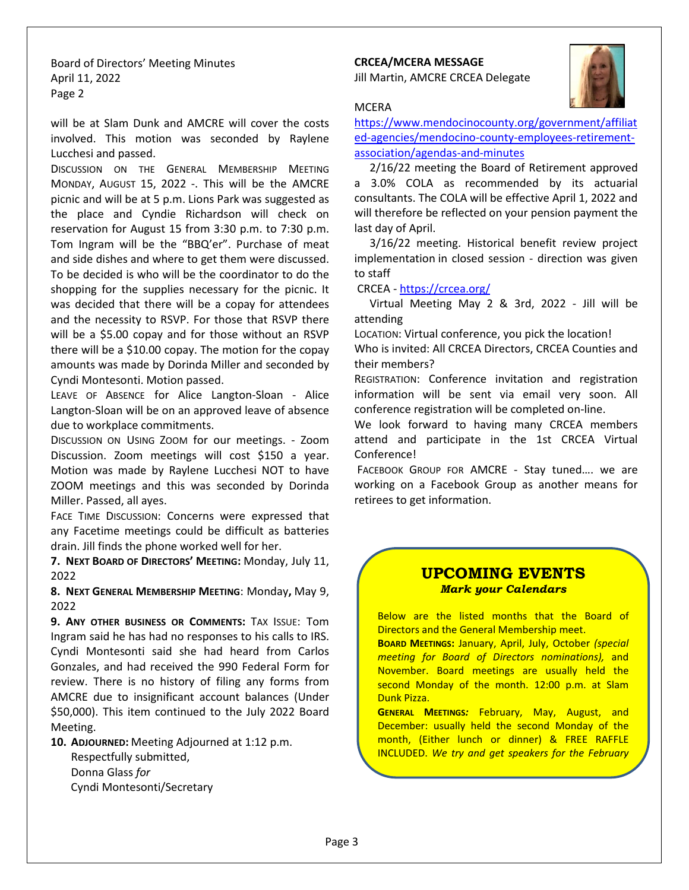Board of Directors' Meeting Minutes
April 11, 2022
Page 2

will be at Slam Dunk and AMCRE will cover the costs involved. This motion was seconded by Raylene Lucchesi and passed.

Discussion on the General Membership Meeting Monday, August 15, 2022 -. This will be the AMCRE picnic and will be at 5 p.m. Lions Park was suggested as the place and Cyndie Richardson will check on reservation for August 15 from 3:30 p.m. to 7:30 p.m. Tom Ingram will be the "BBQ'er". Purchase of meat and side dishes and where to get them were discussed. To be decided is who will be the coordinator to do the shopping for the supplies necessary for the picnic. It was decided that there will be a copay for attendees and the necessity to RSVP. For those that RSVP there will be a $5.00 copay and for those without an RSVP there will be a $10.00 copay. The motion for the copay amounts was made by Dorinda Miller and seconded by Cyndi Montesonti. Motion passed.

Leave of Absence for Alice Langton-Sloan - Alice Langton-Sloan will be on an approved leave of absence due to workplace commitments.

Discussion on Using Zoom for our meetings. - Zoom Discussion. Zoom meetings will cost $150 a year. Motion was made by Raylene Lucchesi NOT to have ZOOM meetings and this was seconded by Dorinda Miller. Passed, all ayes.

Face Time Discussion: Concerns were expressed that any Facetime meetings could be difficult as batteries drain. Jill finds the phone worked well for her.

**7. Next Board of Directors' Meeting:** Monday, July 11, 2022

**8. Next General Membership Meeting**: Monday**,** May 9, 2022

**9. Any other business or Comments:** Tax Issue: Tom Ingram said he has had no responses to his calls to IRS. Cyndi Montesonti said she had heard from Carlos Gonzales, and had received the 990 Federal Form for review. There is no history of filing any forms from AMCRE due to insignificant account balances (Under $50,000). This item continued to the July 2022 Board Meeting.

**10. Adjourned:** Meeting Adjourned at 1:12 p.m.
Respectfully submitted,
Donna Glass *for*
Cyndi Montesonti/Secretary

**CRCEA/MCERA MESSAGE**
Jill Martin, AMCRE CRCEA Delegate

MCERA
https://www.mendocinocounty.org/government/affiliated-agencies/mendocino-county-employees-retirement-association/agendas-and-minutes

2/16/22 meeting the Board of Retirement approved a 3.0% COLA as recommended by its actuarial consultants. The COLA will be effective April 1, 2022 and will therefore be reflected on your pension payment the last day of April.

3/16/22 meeting. Historical benefit review project implementation in closed session - direction was given to staff

CRCEA - https://crcea.org/

Virtual Meeting May 2 & 3rd, 2022 - Jill will be attending

Location: Virtual conference, you pick the location!

Who is invited: All CRCEA Directors, CRCEA Counties and their members?

Registration: Conference invitation and registration information will be sent via email very soon. All conference registration will be completed on-line.

We look forward to having many CRCEA members attend and participate in the 1st CRCEA Virtual Conference!

Facebook Group for AMCRE - Stay tuned…. we are working on a Facebook Group as another means for retirees to get information.

## UPCOMING EVENTS

***Mark your Calendars***

Below are the listed months that the Board of Directors and the General Membership meet.

**Board Meetings:** January, April, July, October *(special meeting for Board of Directors nominations),* and November. Board meetings are usually held the second Monday of the month. 12:00 p.m. at Slam Dunk Pizza.

**General Meetings***:* February, May, August, and December: usually held the second Monday of the month, (Either lunch or dinner) & FREE RAFFLE INCLUDED*. We try and get speakers for the February*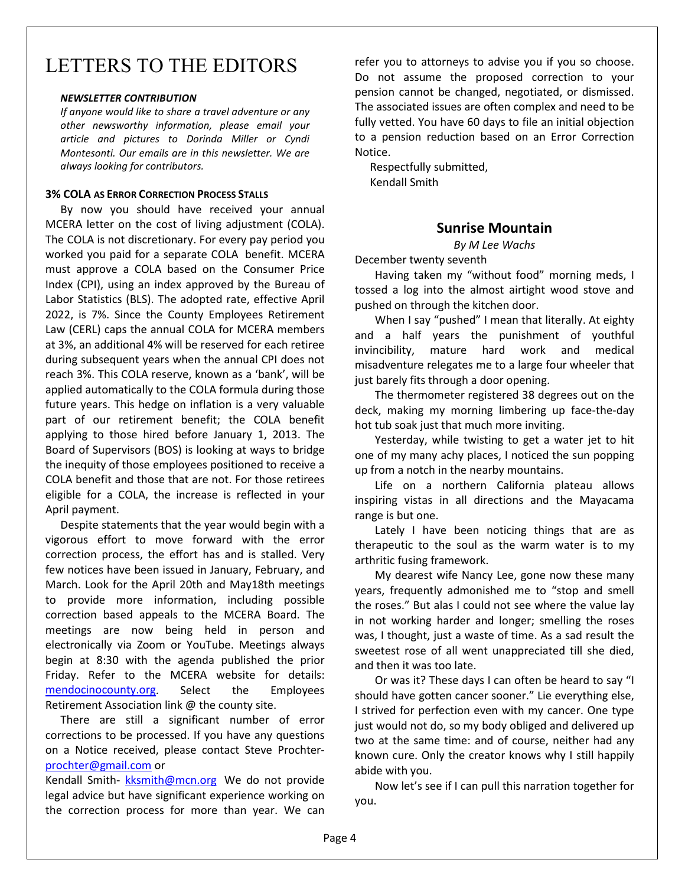# LETTERS TO THE EDITORS

***NEWSLETTER CONTRIBUTION***

*If anyone would like to share a travel adventure or any other newsworthy information, please email your article and pictures to Dorinda Miller or Cyndi Montesonti. Our emails are in this newsletter. We are always looking for contributors.*

**3% COLA AS ERROR CORRECTION PROCESS STALLS**

By now you should have received your annual MCERA letter on the cost of living adjustment (COLA). The COLA is not discretionary. For every pay period you worked you paid for a separate COLA benefit. MCERA must approve a COLA based on the Consumer Price Index (CPI), using an index approved by the Bureau of Labor Statistics (BLS). The adopted rate, effective April 2022, is 7%. Since the County Employees Retirement Law (CERL) caps the annual COLA for MCERA members at 3%, an additional 4% will be reserved for each retiree during subsequent years when the annual CPI does not reach 3%. This COLA reserve, known as a 'bank', will be applied automatically to the COLA formula during those future years. This hedge on inflation is a very valuable part of our retirement benefit; the COLA benefit applying to those hired before January 1, 2013. The Board of Supervisors (BOS) is looking at ways to bridge the inequity of those employees positioned to receive a COLA benefit and those that are not. For those retirees eligible for a COLA, the increase is reflected in your April payment.

Despite statements that the year would begin with a vigorous effort to move forward with the error correction process, the effort has and is stalled. Very few notices have been issued in January, February, and March. Look for the April 20th and May18th meetings to provide more information, including possible correction based appeals to the MCERA Board. The meetings are now being held in person and electronically via Zoom or YouTube. Meetings always begin at 8:30 with the agenda published the prior Friday. Refer to the MCERA website for details: mendocinocounty.org. Select the Employees Retirement Association link @ the county site.

There are still a significant number of error corrections to be processed. If you have any questions on a Notice received, please contact Steve Prochter- prochter@gmail.com or Kendall Smith- kksmith@mcn.org We do not provide legal advice but have significant experience working on the correction process for more than year. We can refer you to attorneys to advise you if you so choose. Do not assume the proposed correction to your pension cannot be changed, negotiated, or dismissed. The associated issues are often complex and need to be fully vetted. You have 60 days to file an initial objection to a pension reduction based on an Error Correction Notice.

Respectfully submitted,
Kendall Smith

## Sunrise Mountain

*By M Lee Wachs*

December twenty seventh

Having taken my "without food" morning meds, I tossed a log into the almost airtight wood stove and pushed on through the kitchen door.

When I say "pushed" I mean that literally. At eighty and a half years the punishment of youthful invincibility, mature hard work and medical misadventure relegates me to a large four wheeler that just barely fits through a door opening.

The thermometer registered 38 degrees out on the deck, making my morning limbering up face-the-day hot tub soak just that much more inviting.

Yesterday, while twisting to get a water jet to hit one of my many achy places, I noticed the sun popping up from a notch in the nearby mountains.

Life on a northern California plateau allows inspiring vistas in all directions and the Mayacama range is but one.

Lately I have been noticing things that are as therapeutic to the soul as the warm water is to my arthritic fusing framework.

My dearest wife Nancy Lee, gone now these many years, frequently admonished me to "stop and smell the roses." But alas I could not see where the value lay in not working harder and longer; smelling the roses was, I thought, just a waste of time. As a sad result the sweetest rose of all went unappreciated till she died, and then it was too late.

Or was it? These days I can often be heard to say "I should have gotten cancer sooner." Lie everything else, I strived for perfection even with my cancer. One type just would not do, so my body obliged and delivered up two at the same time: and of course, neither had any known cure. Only the creator knows why I still happily abide with you.

Now let's see if I can pull this narration together for you.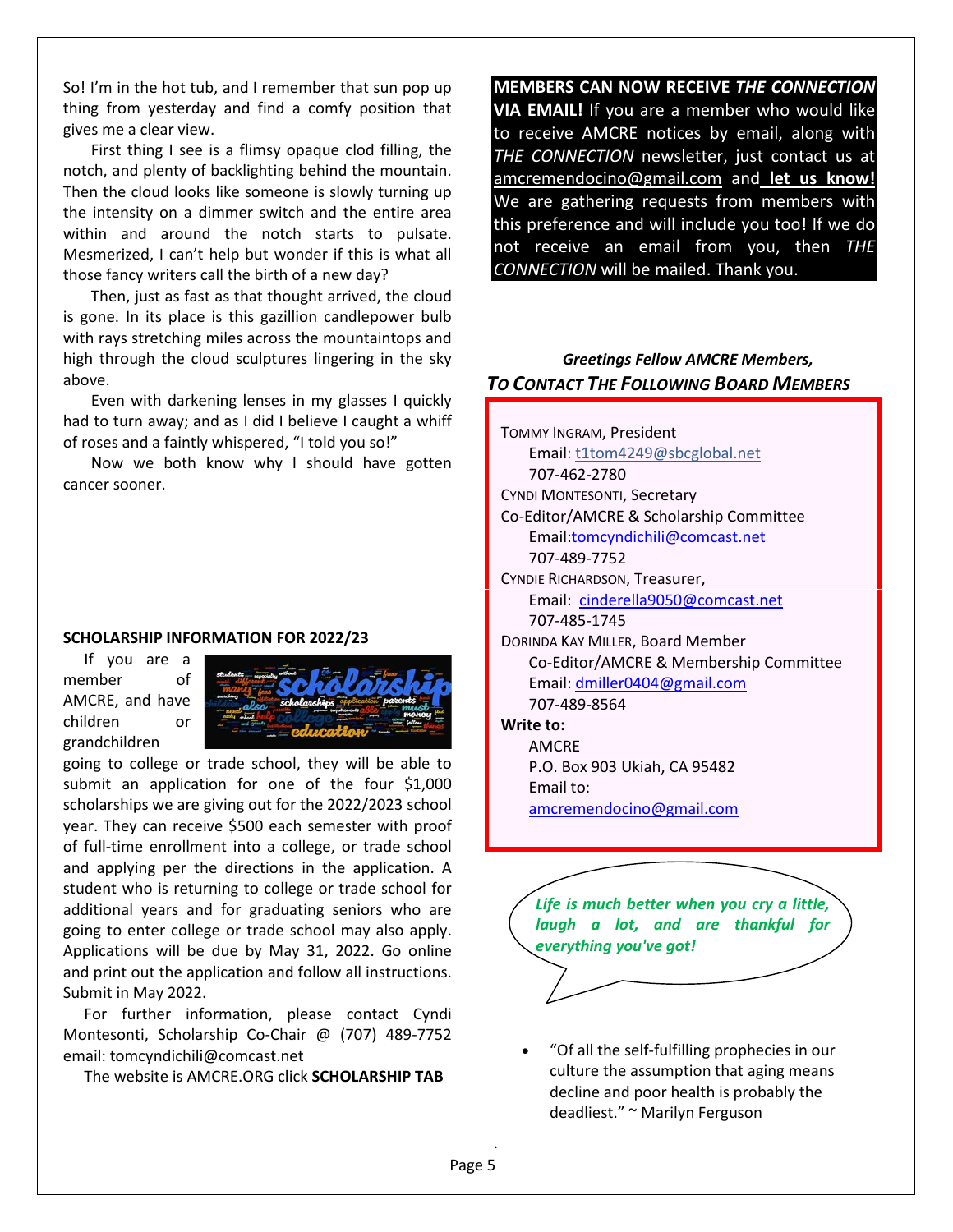So! I'm in the hot tub, and I remember that sun pop up thing from yesterday and find a comfy position that gives me a clear view.

First thing I see is a flimsy opaque clod filling, the notch, and plenty of backlighting behind the mountain. Then the cloud looks like someone is slowly turning up the intensity on a dimmer switch and the entire area within and around the notch starts to pulsate. Mesmerized, I can't help but wonder if this is what all those fancy writers call the birth of a new day?

Then, just as fast as that thought arrived, the cloud is gone. In its place is this gazillion candlepower bulb with rays stretching miles across the mountaintops and high through the cloud sculptures lingering in the sky above.

Even with darkening lenses in my glasses I quickly had to turn away; and as I did I believe I caught a whiff of roses and a faintly whispered, "I told you so!"

Now we both know why I should have gotten cancer sooner.

**SCHOLARSHIP INFORMATION FOR 2022/23**

If you are a member of AMCRE, and have children or grandchildren going to college or trade school, they will be able to submit an application for one of the four $1,000 scholarships we are giving out for the 2022/2023 school year. They can receive $500 each semester with proof of full-time enrollment into a college, or trade school and applying per the directions in the application. A student who is returning to college or trade school for additional years and for graduating seniors who are going to enter college or trade school may also apply. Applications will be due by May 31, 2022. Go online and print out the application and follow all instructions. Submit in May 2022.

For further information, please contact Cyndi Montesonti, Scholarship Co-Chair @ (707) 489-7752 email: tomcyndichili@comcast.net

The website is AMCRE.ORG click **SCHOLARSHIP TAB**

**MEMBERS CAN NOW RECEIVE *THE CONNECTION* VIA EMAIL!** If you are a member who would like to receive AMCRE notices by email, along with *THE CONNECTION* newsletter, just contact us at amcremendocino@gmail.com and **let us know!** We are gathering requests from members with this preference and will include you too! If we do not receive an email from you, then *THE CONNECTION* will be mailed. Thank you.

***Greetings Fellow AMCRE Members,***

***TO CONTACT THE FOLLOWING BOARD MEMBERS***

TOMMY INGRAM, President
Email: t1tom4249@sbcglobal.net
707-462-2780

CYNDI MONTESONTI, Secretary
Co-Editor/AMCRE & Scholarship Committee
Email: tomcyndichili@comcast.net
707-489-7752

CYNDIE RICHARDSON, Treasurer,
Email: cinderella9050@comcast.net
707-485-1745

DORINDA KAY MILLER, Board Member
Co-Editor/AMCRE & Membership Committee
Email: dmiller0404@gmail.com
707-489-8564

**Write to:**
AMCRE
P.O. Box 903 Ukiah, CA 95482
Email to:
amcremendocino@gmail.com

***Life is much better when you cry a little, laugh a lot, and are thankful for everything you've got!***

- "Of all the self-fulfilling prophecies in our culture the assumption that aging means decline and poor health is probably the deadliest." ~ Marilyn Ferguson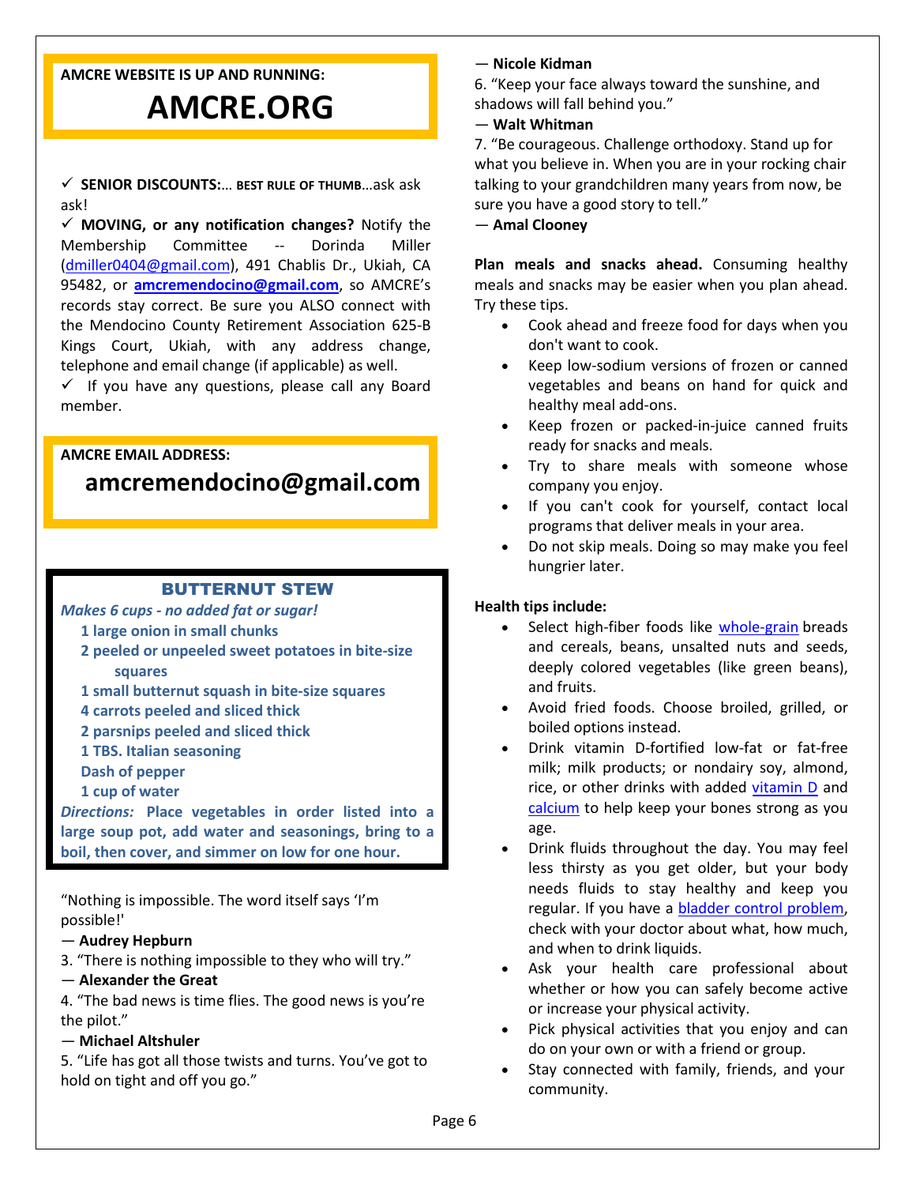**AMCRE WEBSITE IS UP AND RUNNING:**

# AMCRE.ORG

✓ **SENIOR DISCOUNTS:... BEST RULE OF THUMB**...ask ask ask!

✓ **MOVING, or any notification changes?** Notify the Membership Committee -- Dorinda Miller (dmiller0404@gmail.com), 491 Chablis Dr., Ukiah, CA 95482, or **amcremendocino@gmail.com**, so AMCRE's records stay correct. Be sure you ALSO connect with the Mendocino County Retirement Association 625-B Kings Court, Ukiah, with any address change, telephone and email change (if applicable) as well.

✓ If you have any questions, please call any Board member.

**AMCRE EMAIL ADDRESS:**

## amcremendocino@gmail.com

## BUTTERNUT STEW

***Makes 6 cups - no added fat or sugar!***

- **1 large onion in small chunks**
- **2 peeled or unpeeled sweet potatoes in bite-size squares**
- **1 small butternut squash in bite-size squares**
- **4 carrots peeled and sliced thick**
- **2 parsnips peeled and sliced thick**
- **1 TBS. Italian seasoning**
- **Dash of pepper**
- **1 cup of water**

***Directions:*** **Place vegetables in order listed into a large soup pot, add water and seasonings, bring to a boil, then cover, and simmer on low for one hour.**

"Nothing is impossible. The word itself says 'I'm possible!'
— **Audrey Hepburn**

3. "There is nothing impossible to they who will try."
— **Alexander the Great**

4. "The bad news is time flies. The good news is you're the pilot."
— **Michael Altshuler**

5. "Life has got all those twists and turns. You've got to hold on tight and off you go."
— **Nicole Kidman**

6. "Keep your face always toward the sunshine, and shadows will fall behind you."
— **Walt Whitman**

7. "Be courageous. Challenge orthodoxy. Stand up for what you believe in. When you are in your rocking chair talking to your grandchildren many years from now, be sure you have a good story to tell."
— **Amal Clooney**

**Plan meals and snacks ahead.** Consuming healthy meals and snacks may be easier when you plan ahead. Try these tips.

- Cook ahead and freeze food for days when you don't want to cook.
- Keep low-sodium versions of frozen or canned vegetables and beans on hand for quick and healthy meal add-ons.
- Keep frozen or packed-in-juice canned fruits ready for snacks and meals.
- Try to share meals with someone whose company you enjoy.
- If you can't cook for yourself, contact local programs that deliver meals in your area.
- Do not skip meals. Doing so may make you feel hungrier later.

**Health tips include:**

- Select high-fiber foods like whole-grain breads and cereals, beans, unsalted nuts and seeds, deeply colored vegetables (like green beans), and fruits.
- Avoid fried foods. Choose broiled, grilled, or boiled options instead.
- Drink vitamin D-fortified low-fat or fat-free milk; milk products; or nondairy soy, almond, rice, or other drinks with added vitamin D and calcium to help keep your bones strong as you age.
- Drink fluids throughout the day. You may feel less thirsty as you get older, but your body needs fluids to stay healthy and keep you regular. If you have a bladder control problem, check with your doctor about what, how much, and when to drink liquids.
- Ask your health care professional about whether or how you can safely become active or increase your physical activity.
- Pick physical activities that you enjoy and can do on your own or with a friend or group.
- Stay connected with family, friends, and your community.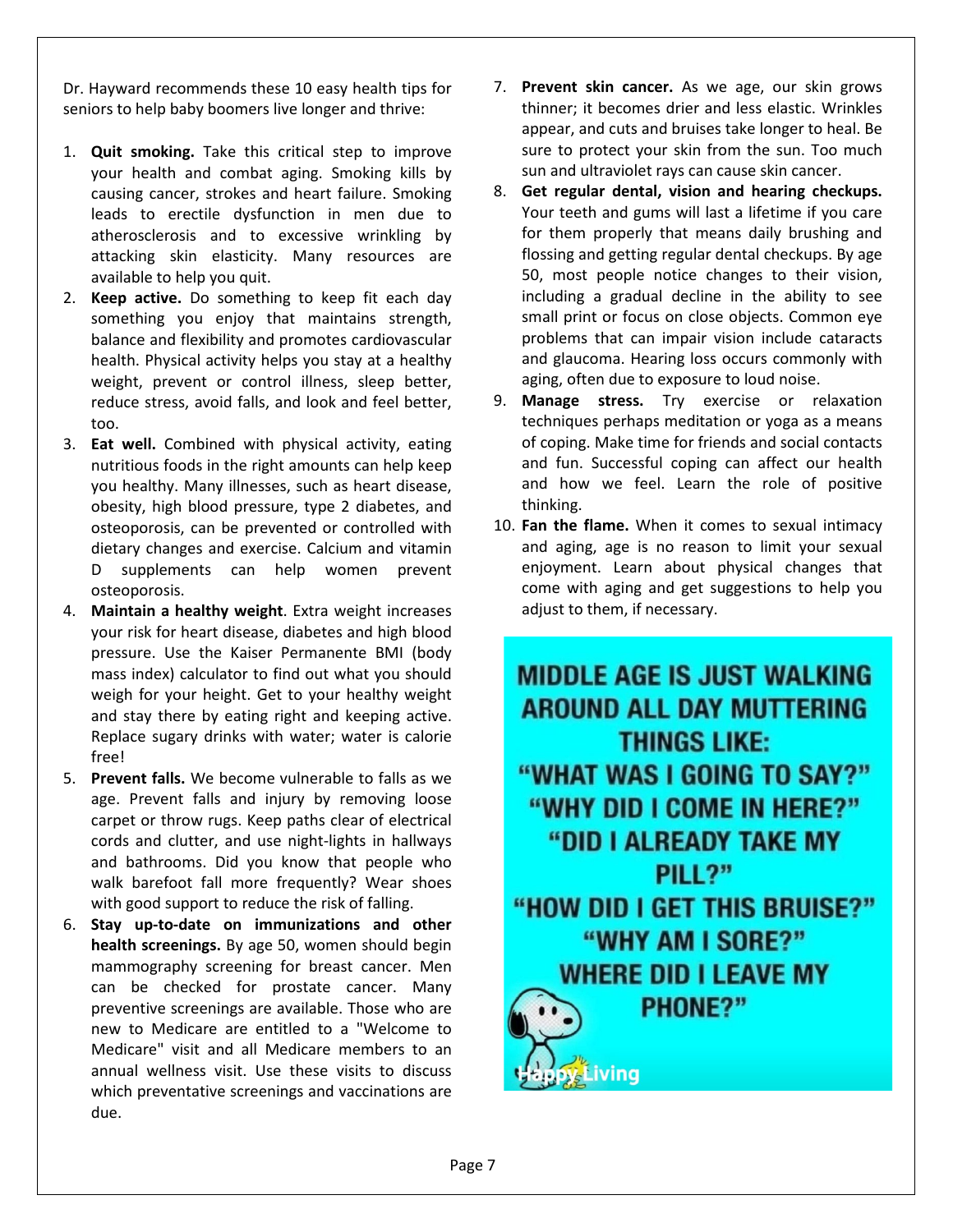Dr. Hayward recommends these 10 easy health tips for seniors to help baby boomers live longer and thrive:

1. **Quit smoking.** Take this critical step to improve your health and combat aging. Smoking kills by causing cancer, strokes and heart failure. Smoking leads to erectile dysfunction in men due to atherosclerosis and to excessive wrinkling by attacking skin elasticity. Many resources are available to help you quit.
2. **Keep active.** Do something to keep fit each day something you enjoy that maintains strength, balance and flexibility and promotes cardiovascular health. Physical activity helps you stay at a healthy weight, prevent or control illness, sleep better, reduce stress, avoid falls, and look and feel better, too.
3. **Eat well.** Combined with physical activity, eating nutritious foods in the right amounts can help keep you healthy. Many illnesses, such as heart disease, obesity, high blood pressure, type 2 diabetes, and osteoporosis, can be prevented or controlled with dietary changes and exercise. Calcium and vitamin D supplements can help women prevent osteoporosis.
4. **Maintain a healthy weight**. Extra weight increases your risk for heart disease, diabetes and high blood pressure. Use the Kaiser Permanente BMI (body mass index) calculator to find out what you should weigh for your height. Get to your healthy weight and stay there by eating right and keeping active. Replace sugary drinks with water; water is calorie free!
5. **Prevent falls.** We become vulnerable to falls as we age. Prevent falls and injury by removing loose carpet or throw rugs. Keep paths clear of electrical cords and clutter, and use night-lights in hallways and bathrooms. Did you know that people who walk barefoot fall more frequently? Wear shoes with good support to reduce the risk of falling.
6. **Stay up-to-date on immunizations and other health screenings.** By age 50, women should begin mammography screening for breast cancer. Men can be checked for prostate cancer. Many preventive screenings are available. Those who are new to Medicare are entitled to a "Welcome to Medicare" visit and all Medicare members to an annual wellness visit. Use these visits to discuss which preventative screenings and vaccinations are due.
7. **Prevent skin cancer.** As we age, our skin grows thinner; it becomes drier and less elastic. Wrinkles appear, and cuts and bruises take longer to heal. Be sure to protect your skin from the sun. Too much sun and ultraviolet rays can cause skin cancer.
8. **Get regular dental, vision and hearing checkups.** Your teeth and gums will last a lifetime if you care for them properly that means daily brushing and flossing and getting regular dental checkups. By age 50, most people notice changes to their vision, including a gradual decline in the ability to see small print or focus on close objects. Common eye problems that can impair vision include cataracts and glaucoma. Hearing loss occurs commonly with aging, often due to exposure to loud noise.
9. **Manage stress.** Try exercise or relaxation techniques perhaps meditation or yoga as a means of coping. Make time for friends and social contacts and fun. Successful coping can affect our health and how we feel. Learn the role of positive thinking.
10. **Fan the flame.** When it comes to sexual intimacy and aging, age is no reason to limit your sexual enjoyment. Learn about physical changes that come with aging and get suggestions to help you adjust to them, if necessary.

MIDDLE AGE IS JUST WALKING AROUND ALL DAY MUTTERING THINGS LIKE:
"WHAT WAS I GOING TO SAY?"
"WHY DID I COME IN HERE?"
"DID I ALREADY TAKE MY PILL?"
"HOW DID I GET THIS BRUISE?"
"WHY AM I SORE?"
WHERE DID I LEAVE MY PHONE?"

Happy Living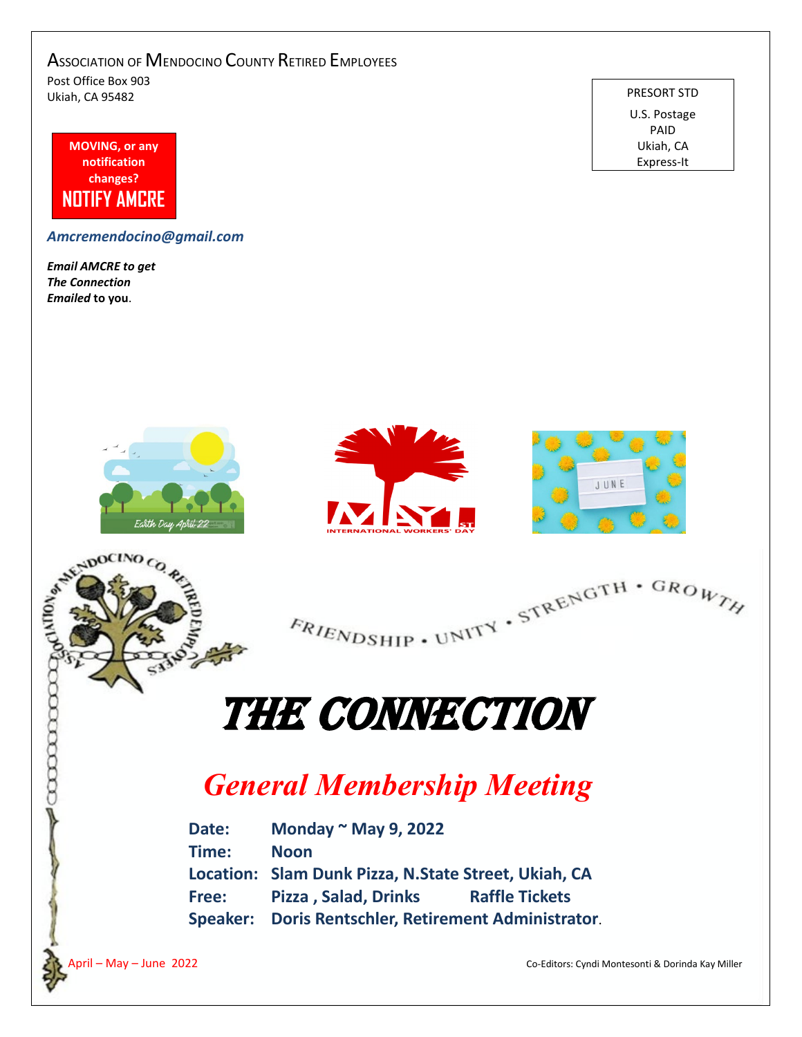Association of Mendocino County Retired Employees
Post Office Box 903
Ukiah, CA 95482

PRESORT STD
U.S. Postage
PAID
Ukiah, CA
Express-It

**MOVING, or any notification changes?**
**NOTIFY AMCRE**

***Amcremendocino@gmail.com***

***Email AMCRE to get The Connection Emailed*** **to you**.

FRIENDSHIP • UNITY • STRENGTH • GROWTH

# THE CONNECTION

## *General Membership Meeting*

**Date:** **Monday ~ May 9, 2022**
**Time:** **Noon**
**Location:** **Slam Dunk Pizza, N.State Street, Ukiah, CA**
**Free:** **Pizza , Salad, Drinks** **Raffle Tickets**
**Speaker:** **Doris Rentschler, Retirement Administrator**.

April – May – June 2022

Co-Editors: Cyndi Montesonti & Dorinda Kay Miller